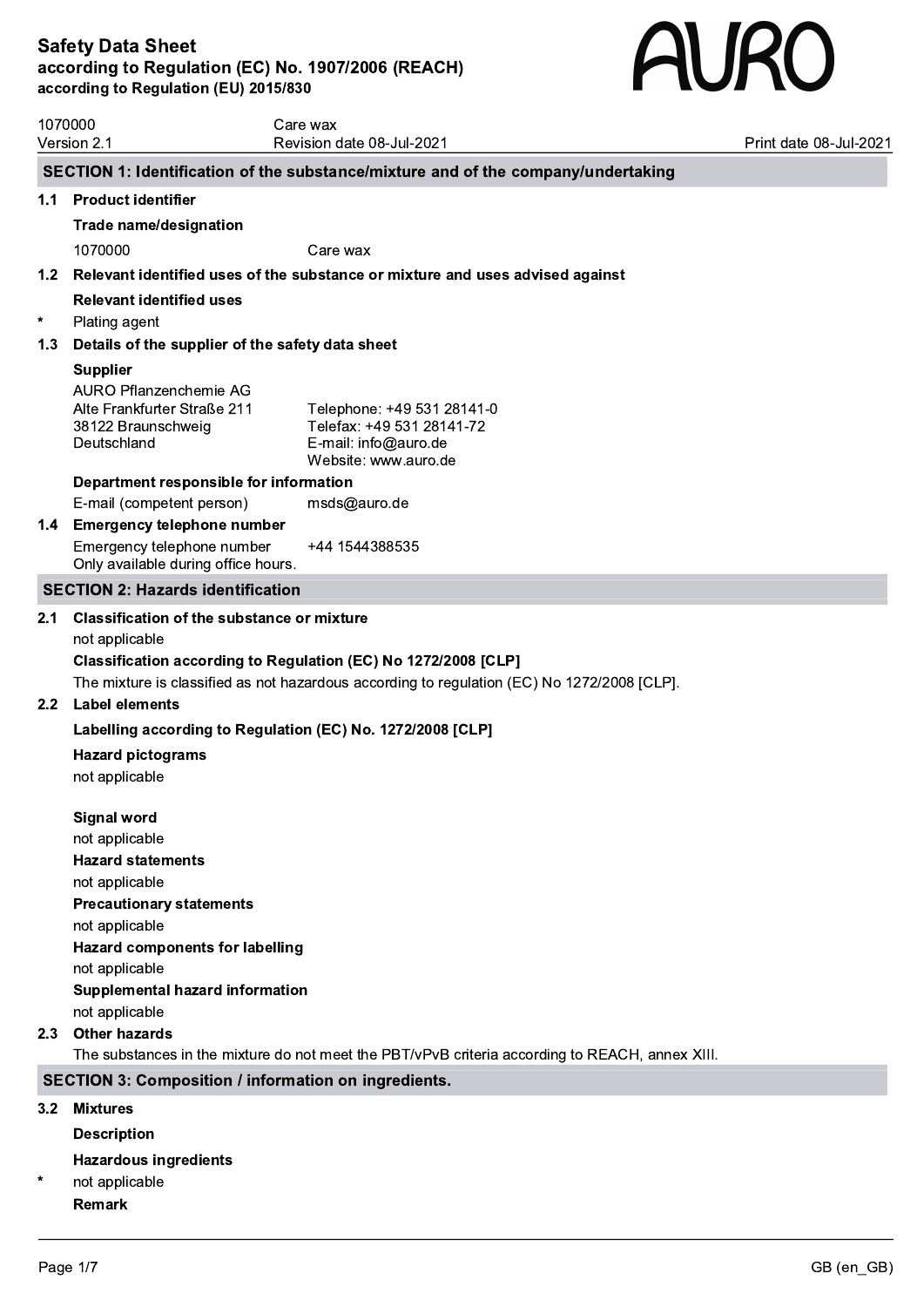# Safety Data Sheet
**according to Regulation (EC) No. 1907/2006 (REACH)**
**according to Regulation (EU) 2015/830**

AURO

| 1070000 | Care wax | |
|---|---|---|
| Version 2.1 | Revision date 08-Jul-2021 | Print date 08-Jul-2021 |

## SECTION 1: Identification of the substance/mixture and of the company/undertaking

### 1.1 Product identifier

**Trade name/designation**

1070000 Care wax

### 1.2 Relevant identified uses of the substance or mixture and uses advised against

**Relevant identified uses**

* Plating agent

### 1.3 Details of the supplier of the safety data sheet

**Supplier**

AURO Pflanzenchemie AG
Alte Frankfurter Straße 211
38122 Braunschweig
Deutschland

Telephone: +49 531 28141-0
Telefax: +49 531 28141-72
E-mail: info@auro.de
Website: www.auro.de

**Department responsible for information**

E-mail (competent person) msds@auro.de

### 1.4 Emergency telephone number

Emergency telephone number +44 1544388535
Only available during office hours.

## SECTION 2: Hazards identification

### 2.1 Classification of the substance or mixture

not applicable

**Classification according to Regulation (EC) No 1272/2008 [CLP]**

The mixture is classified as not hazardous according to regulation (EC) No 1272/2008 [CLP].

### 2.2 Label elements

**Labelling according to Regulation (EC) No. 1272/2008 [CLP]**

**Hazard pictograms**

not applicable

**Signal word**

not applicable

**Hazard statements**

not applicable

**Precautionary statements**

not applicable

**Hazard components for labelling**

not applicable

**Supplemental hazard information**

not applicable

### 2.3 Other hazards

The substances in the mixture do not meet the PBT/vPvB criteria according to REACH, annex XIII.

## SECTION 3: Composition / information on ingredients.

### 3.2 Mixtures

**Description**

**Hazardous ingredients**

* not applicable

**Remark**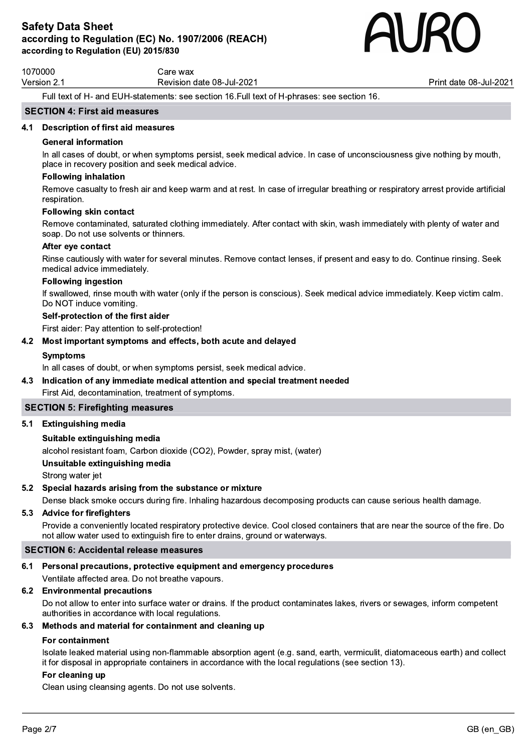Full text of H- and EUH-statements: see section 16.Full text of H-phrases: see section 16.

## SECTION 4: First aid measures

### 4.1 Description of first aid measures

**General information**

In all cases of doubt, or when symptoms persist, seek medical advice. In case of unconsciousness give nothing by mouth, place in recovery position and seek medical advice.

**Following inhalation**

Remove casualty to fresh air and keep warm and at rest. In case of irregular breathing or respiratory arrest provide artificial respiration.

**Following skin contact**

Remove contaminated, saturated clothing immediately. After contact with skin, wash immediately with plenty of water and soap. Do not use solvents or thinners.

**After eye contact**

Rinse cautiously with water for several minutes. Remove contact lenses, if present and easy to do. Continue rinsing. Seek medical advice immediately.

**Following ingestion**

If swallowed, rinse mouth with water (only if the person is conscious). Seek medical advice immediately. Keep victim calm. Do NOT induce vomiting.

**Self-protection of the first aider**

First aider: Pay attention to self-protection!

### 4.2 Most important symptoms and effects, both acute and delayed

**Symptoms**

In all cases of doubt, or when symptoms persist, seek medical advice.

### 4.3 Indication of any immediate medical attention and special treatment needed

First Aid, decontamination, treatment of symptoms.

## SECTION 5: Firefighting measures

### 5.1 Extinguishing media

**Suitable extinguishing media**

alcohol resistant foam, Carbon dioxide ($CO_2$), Powder, spray mist, (water)

**Unsuitable extinguishing media**

Strong water jet

### 5.2 Special hazards arising from the substance or mixture

Dense black smoke occurs during fire. Inhaling hazardous decomposing products can cause serious health damage.

### 5.3 Advice for firefighters

Provide a conveniently located respiratory protective device. Cool closed containers that are near the source of the fire. Do not allow water used to extinguish fire to enter drains, ground or waterways.

## SECTION 6: Accidental release measures

### 6.1 Personal precautions, protective equipment and emergency procedures

Ventilate affected area. Do not breathe vapours.

### 6.2 Environmental precautions

Do not allow to enter into surface water or drains. If the product contaminates lakes, rivers or sewages, inform competent authorities in accordance with local regulations.

### 6.3 Methods and material for containment and cleaning up

**For containment**

Isolate leaked material using non-flammable absorption agent (e.g. sand, earth, vermiculit, diatomaceous earth) and collect it for disposal in appropriate containers in accordance with the local regulations (see section 13).

**For cleaning up**

Clean using cleansing agents. Do not use solvents.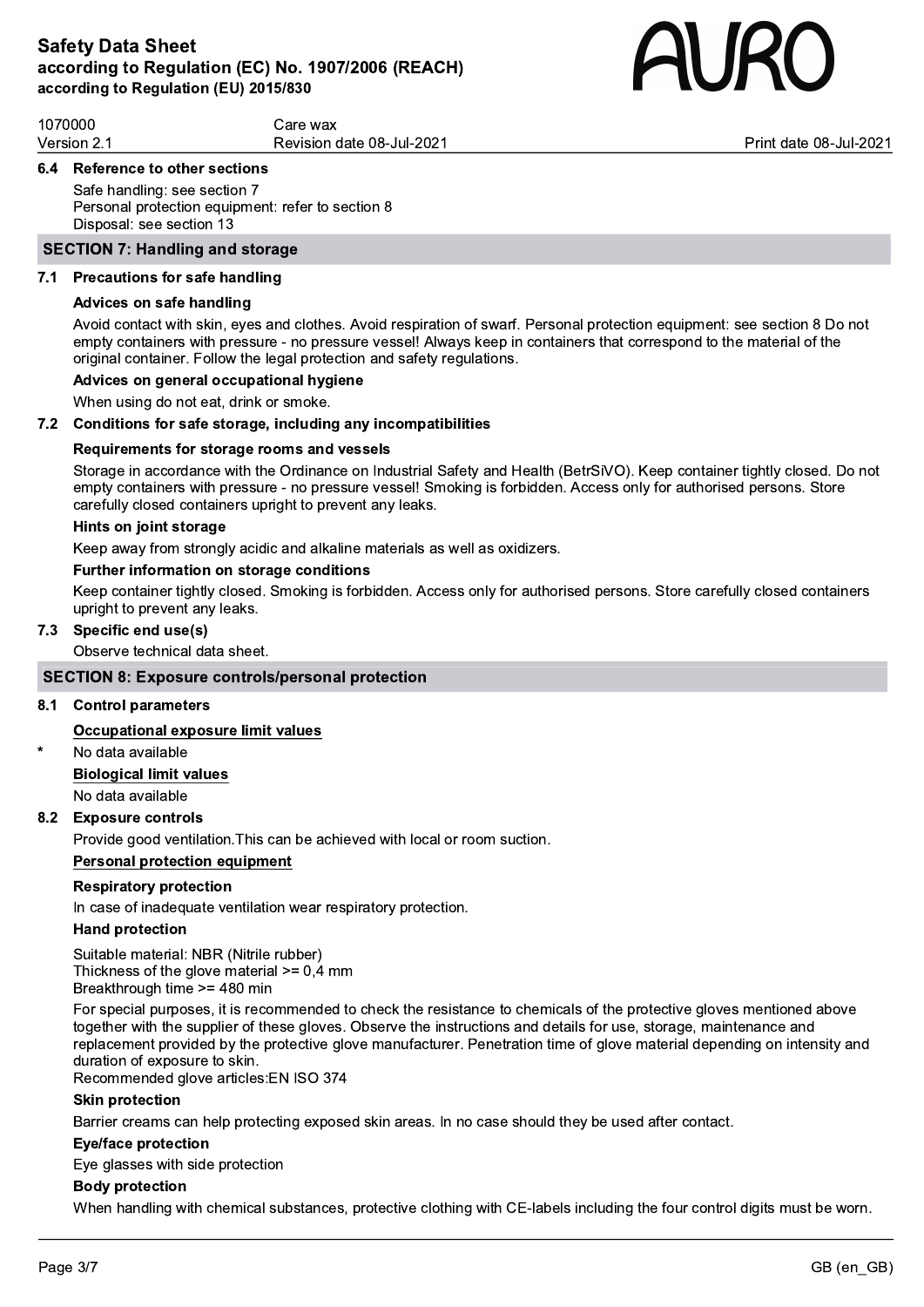### 6.4 Reference to other sections

Safe handling: see section 7
Personal protection equipment: refer to section 8
Disposal: see section 13

## SECTION 7: Handling and storage

### 7.1 Precautions for safe handling

**Advices on safe handling**

Avoid contact with skin, eyes and clothes. Avoid respiration of swarf. Personal protection equipment: see section 8 Do not empty containers with pressure - no pressure vessel! Always keep in containers that correspond to the material of the original container. Follow the legal protection and safety regulations.

**Advices on general occupational hygiene**

When using do not eat, drink or smoke.

### 7.2 Conditions for safe storage, including any incompatibilities

**Requirements for storage rooms and vessels**

Storage in accordance with the Ordinance on Industrial Safety and Health (BetrSiVO). Keep container tightly closed. Do not empty containers with pressure - no pressure vessel! Smoking is forbidden. Access only for authorised persons. Store carefully closed containers upright to prevent any leaks.

**Hints on joint storage**

Keep away from strongly acidic and alkaline materials as well as oxidizers.

**Further information on storage conditions**

Keep container tightly closed. Smoking is forbidden. Access only for authorised persons. Store carefully closed containers upright to prevent any leaks.

### 7.3 Specific end use(s)

Observe technical data sheet.

## SECTION 8: Exposure controls/personal protection

### 8.1 Control parameters

**Occupational exposure limit values**

\* No data available

**Biological limit values**

No data available

### 8.2 Exposure controls

Provide good ventilation.This can be achieved with local or room suction.

**Personal protection equipment**

**Respiratory protection**

In case of inadequate ventilation wear respiratory protection.

**Hand protection**

Suitable material: NBR (Nitrile rubber)
Thickness of the glove material >= 0,4 mm
Breakthrough time >= 480 min

For special purposes, it is recommended to check the resistance to chemicals of the protective gloves mentioned above together with the supplier of these gloves. Observe the instructions and details for use, storage, maintenance and replacement provided by the protective glove manufacturer. Penetration time of glove material depending on intensity and duration of exposure to skin.
Recommended glove articles:EN ISO 374

**Skin protection**

Barrier creams can help protecting exposed skin areas. In no case should they be used after contact.

**Eye/face protection**

Eye glasses with side protection

**Body protection**

When handling with chemical substances, protective clothing with CE-labels including the four control digits must be worn.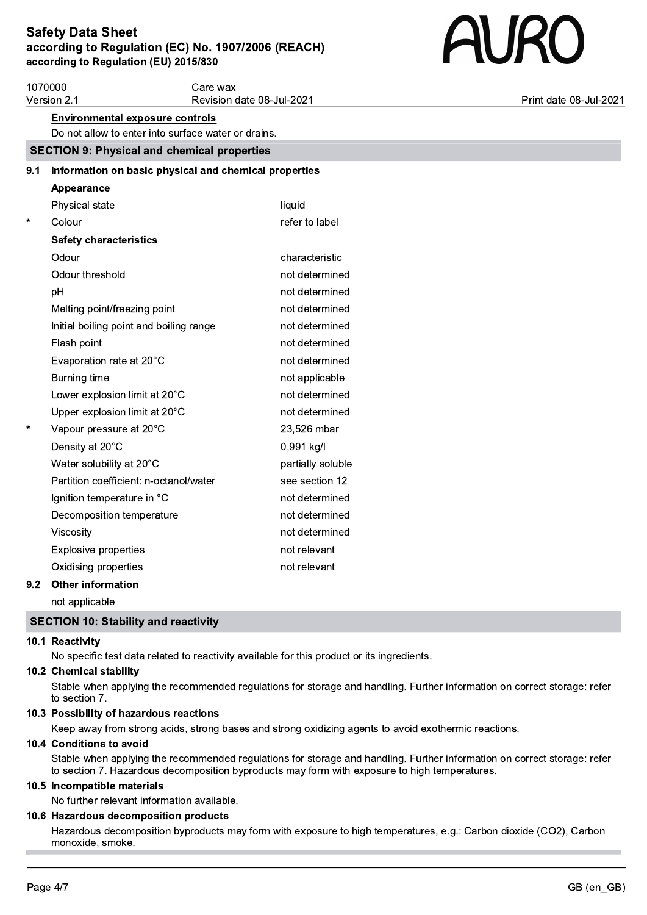**Environmental exposure controls**

Do not allow to enter into surface water or drains.

## SECTION 9: Physical and chemical properties

### 9.1 Information on basic physical and chemical properties

**Appearance**

| | Property | Value |
|---|---|---|
| | Physical state | liquid |
| * | Colour | refer to label |

**Safety characteristics**

| | Property | Value |
|---|---|---|
| | Odour | characteristic |
| | Odour threshold | not determined |
| | pH | not determined |
| | Melting point/freezing point | not determined |
| | Initial boiling point and boiling range | not determined |
| | Flash point | not determined |
| | Evaporation rate at 20°C | not determined |
| | Burning time | not applicable |
| | Lower explosion limit at 20°C | not determined |
| | Upper explosion limit at 20°C | not determined |
| * | Vapour pressure at 20°C | 23,526 mbar |
| | Density at 20°C | 0,991 kg/l |
| | Water solubility at 20°C | partially soluble |
| | Partition coefficient: n-octanol/water | see section 12 |
| | Ignition temperature in °C | not determined |
| | Decomposition temperature | not determined |
| | Viscosity | not determined |
| | Explosive properties | not relevant |
| | Oxidising properties | not relevant |

### 9.2 Other information

not applicable

## SECTION 10: Stability and reactivity

### 10.1 Reactivity

No specific test data related to reactivity available for this product or its ingredients.

### 10.2 Chemical stability

Stable when applying the recommended regulations for storage and handling. Further information on correct storage: refer to section 7.

### 10.3 Possibility of hazardous reactions

Keep away from strong acids, strong bases and strong oxidizing agents to avoid exothermic reactions.

### 10.4 Conditions to avoid

Stable when applying the recommended regulations for storage and handling. Further information on correct storage: refer to section 7. Hazardous decomposition byproducts may form with exposure to high temperatures.

### 10.5 Incompatible materials

No further relevant information available.

### 10.6 Hazardous decomposition products

Hazardous decomposition byproducts may form with exposure to high temperatures, e.g.: Carbon dioxide ($CO_2$), Carbon monoxide, smoke.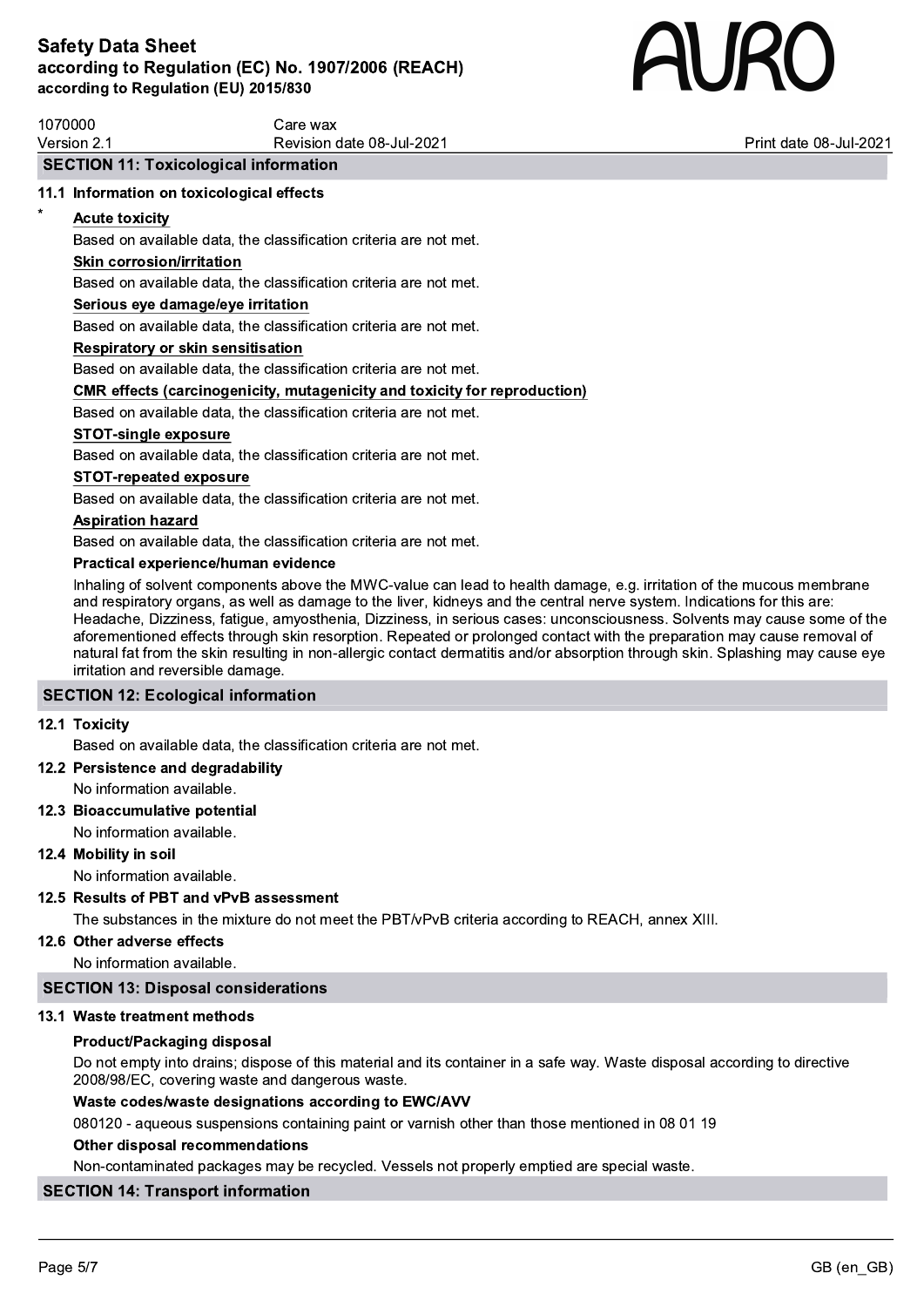## SECTION 11: Toxicological information

### 11.1 Information on toxicological effects

*

**Acute toxicity**

Based on available data, the classification criteria are not met.

**Skin corrosion/irritation**

Based on available data, the classification criteria are not met.

**Serious eye damage/eye irritation**

Based on available data, the classification criteria are not met.

**Respiratory or skin sensitisation**

Based on available data, the classification criteria are not met.

**CMR effects (carcinogenicity, mutagenicity and toxicity for reproduction)**

Based on available data, the classification criteria are not met.

**STOT-single exposure**

Based on available data, the classification criteria are not met.

**STOT-repeated exposure**

Based on available data, the classification criteria are not met.

**Aspiration hazard**

Based on available data, the classification criteria are not met.

**Practical experience/human evidence**

Inhaling of solvent components above the MWC-value can lead to health damage, e.g. irritation of the mucous membrane and respiratory organs, as well as damage to the liver, kidneys and the central nerve system. Indications for this are: Headache, Dizziness, fatigue, amyosthenia, Dizziness, in serious cases: unconsciousness. Solvents may cause some of the aforementioned effects through skin resorption. Repeated or prolonged contact with the preparation may cause removal of natural fat from the skin resulting in non-allergic contact dermatitis and/or absorption through skin. Splashing may cause eye irritation and reversible damage.

## SECTION 12: Ecological information

### 12.1 Toxicity

Based on available data, the classification criteria are not met.

### 12.2 Persistence and degradability

No information available.

### 12.3 Bioaccumulative potential

No information available.

### 12.4 Mobility in soil

No information available.

### 12.5 Results of PBT and vPvB assessment

The substances in the mixture do not meet the PBT/vPvB criteria according to REACH, annex XIII.

### 12.6 Other adverse effects

No information available.

## SECTION 13: Disposal considerations

### 13.1 Waste treatment methods

**Product/Packaging disposal**

Do not empty into drains; dispose of this material and its container in a safe way. Waste disposal according to directive 2008/98/EC, covering waste and dangerous waste.

**Waste codes/waste designations according to EWC/AVV**

080120 - aqueous suspensions containing paint or varnish other than those mentioned in 08 01 19

**Other disposal recommendations**

Non-contaminated packages may be recycled. Vessels not properly emptied are special waste.

## SECTION 14: Transport information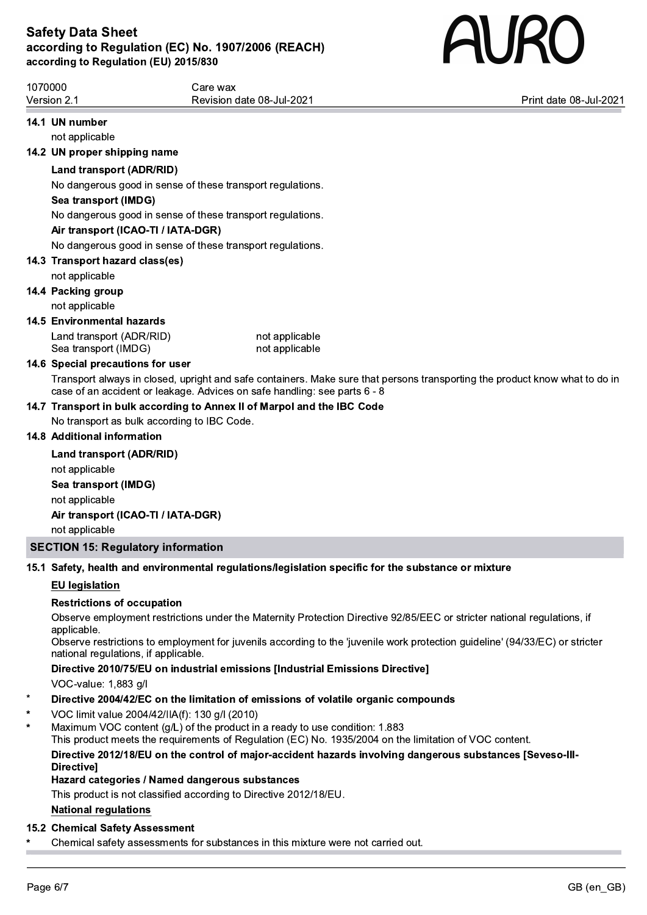### 14.1 UN number

not applicable

### 14.2 UN proper shipping name

**Land transport (ADR/RID)**

No dangerous good in sense of these transport regulations.

**Sea transport (IMDG)**

No dangerous good in sense of these transport regulations.

**Air transport (ICAO-TI / IATA-DGR)**

No dangerous good in sense of these transport regulations.

### 14.3 Transport hazard class(es)

not applicable

### 14.4 Packing group

not applicable

### 14.5 Environmental hazards

| | |
|---|---|
| Land transport (ADR/RID) | not applicable |
| Sea transport (IMDG) | not applicable |

### 14.6 Special precautions for user

Transport always in closed, upright and safe containers. Make sure that persons transporting the product know what to do in case of an accident or leakage. Advices on safe handling: see parts 6 - 8

### 14.7 Transport in bulk according to Annex II of Marpol and the IBC Code

No transport as bulk according to IBC Code.

### 14.8 Additional information

**Land transport (ADR/RID)**

not applicable

**Sea transport (IMDG)**

not applicable

**Air transport (ICAO-TI / IATA-DGR)**

not applicable

## SECTION 15: Regulatory information

### 15.1 Safety, health and environmental regulations/legislation specific for the substance or mixture

**EU legislation**

**Restrictions of occupation**

Observe employment restrictions under the Maternity Protection Directive 92/85/EEC or stricter national regulations, if applicable.
Observe restrictions to employment for juvenils according to the 'juvenile work protection guideline' (94/33/EC) or stricter national regulations, if applicable.

**Directive 2010/75/EU on industrial emissions [Industrial Emissions Directive]**

VOC-value: 1,883 g/l

\* **Directive 2004/42/EC on the limitation of emissions of volatile organic compounds**

\* VOC limit value 2004/42/IIA(f): 130 g/l (2010)

\* Maximum VOC content (g/L) of the product in a ready to use condition: 1.883
This product meets the requirements of Regulation (EC) No. 1935/2004 on the limitation of VOC content.

**Directive 2012/18/EU on the control of major-accident hazards involving dangerous substances [Seveso-III-Directive]**

**Hazard categories / Named dangerous substances**

This product is not classified according to Directive 2012/18/EU.

**National regulations**

### 15.2 Chemical Safety Assessment

\* Chemical safety assessments for substances in this mixture were not carried out.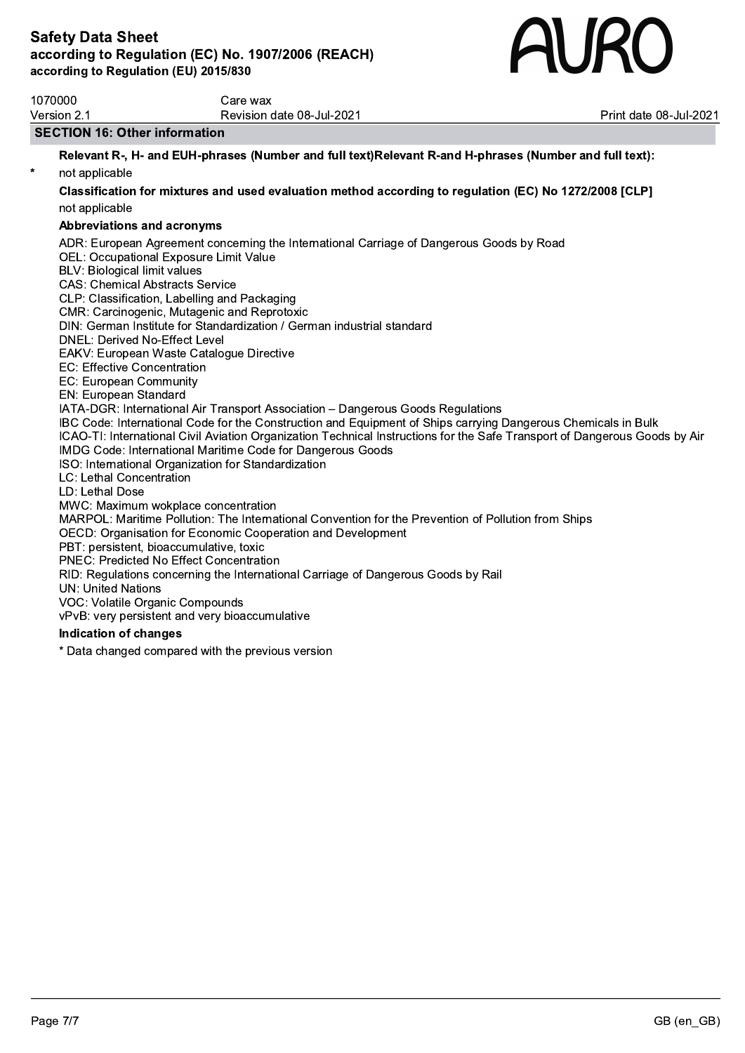## SECTION 16: Other information

**Relevant R-, H- and EUH-phrases (Number and full text)Relevant R-and H-phrases (Number and full text):**

\* not applicable

**Classification for mixtures and used evaluation method according to regulation (EC) No 1272/2008 [CLP]**

not applicable

**Abbreviations and acronyms**

ADR: European Agreement concerning the International Carriage of Dangerous Goods by Road
OEL: Occupational Exposure Limit Value
BLV: Biological limit values
CAS: Chemical Abstracts Service
CLP: Classification, Labelling and Packaging
CMR: Carcinogenic, Mutagenic and Reprotoxic
DIN: German Institute for Standardization / German industrial standard
DNEL: Derived No-Effect Level
EAKV: European Waste Catalogue Directive
EC: Effective Concentration
EC: European Community
EN: European Standard
IATA-DGR: International Air Transport Association – Dangerous Goods Regulations
IBC Code: International Code for the Construction and Equipment of Ships carrying Dangerous Chemicals in Bulk
ICAO-TI: International Civil Aviation Organization Technical Instructions for the Safe Transport of Dangerous Goods by Air
IMDG Code: International Maritime Code for Dangerous Goods
ISO: International Organization for Standardization
LC: Lethal Concentration
LD: Lethal Dose
MWC: Maximum wokplace concentration
MARPOL: Maritime Pollution: The International Convention for the Prevention of Pollution from Ships
OECD: Organisation for Economic Cooperation and Development
PBT: persistent, bioaccumulative, toxic
PNEC: Predicted No Effect Concentration
RID: Regulations concerning the International Carriage of Dangerous Goods by Rail
UN: United Nations
VOC: Volatile Organic Compounds
vPvB: very persistent and very bioaccumulative

**Indication of changes**

\* Data changed compared with the previous version